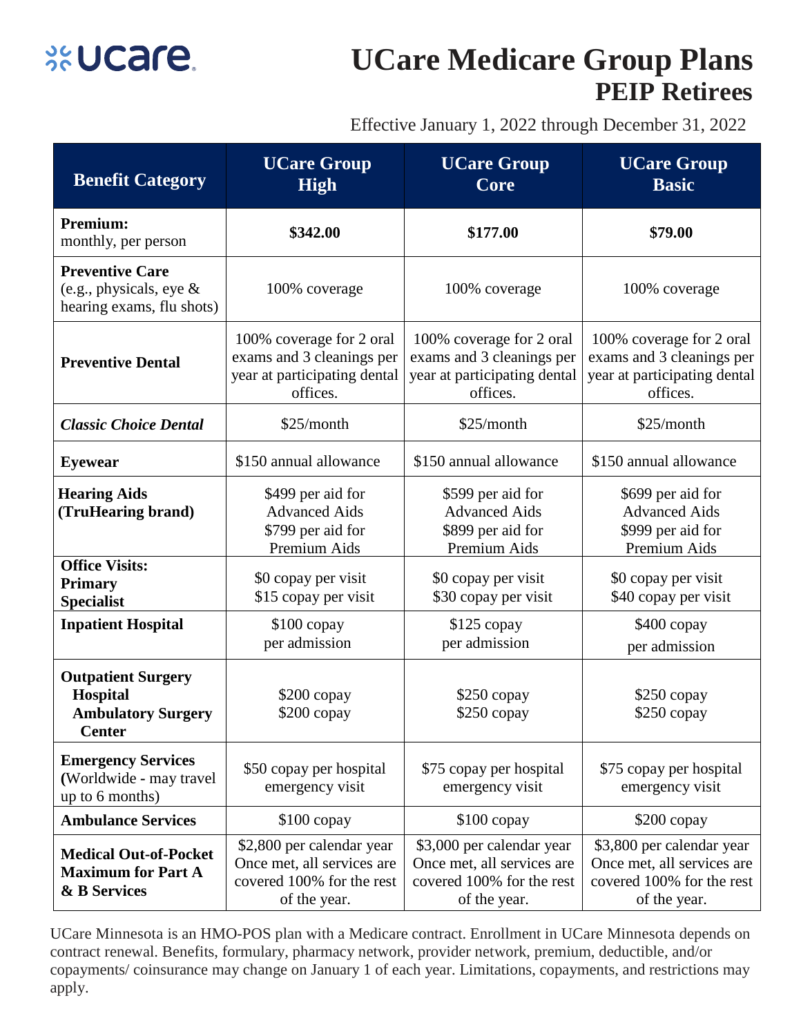ucare

# UCare Medicare Group Plans
## PEIP Retirees

Effective January 1, 2022 through December 31, 2022

| Benefit Category | UCare Group High | UCare Group Core | UCare Group Basic |
|---|---|---|---|
| **Premium:** monthly, per person | **$342.00** | **$177.00** | **$79.00** |
| **Preventive Care** (e.g., physicals, eye & hearing exams, flu shots) | 100% coverage | 100% coverage | 100% coverage |
| **Preventive Dental** | 100% coverage for 2 oral exams and 3 cleanings per year at participating dental offices. | 100% coverage for 2 oral exams and 3 cleanings per year at participating dental offices. | 100% coverage for 2 oral exams and 3 cleanings per year at participating dental offices. |
| ***Classic Choice Dental*** | $25/month | $25/month | $25/month |
| **Eyewear** | $150 annual allowance | $150 annual allowance | $150 annual allowance |
| **Hearing Aids (TruHearing brand)** | $499 per aid for Advanced Aids<br>$799 per aid for Premium Aids | $599 per aid for Advanced Aids<br>$899 per aid for Premium Aids | $699 per aid for Advanced Aids<br>$999 per aid for Premium Aids |
| **Office Visits:**<br>**Primary**<br>**Specialist** | $0 copay per visit<br>$15 copay per visit | $0 copay per visit<br>$30 copay per visit | $0 copay per visit<br>$40 copay per visit |
| **Inpatient Hospital** | $100 copay per admission | $125 copay per admission | $400 copay per admission |
| **Outpatient Surgery**<br>**Hospital**<br>**Ambulatory Surgery Center** | $200 copay<br>$200 copay | $250 copay<br>$250 copay | $250 copay<br>$250 copay |
| **Emergency Services** (Worldwide - may travel up to 6 months) | $50 copay per hospital emergency visit | $75 copay per hospital emergency visit | $75 copay per hospital emergency visit |
| **Ambulance Services** | $100 copay | $100 copay | $200 copay |
| **Medical Out-of-Pocket Maximum for Part A & B Services** | $2,800 per calendar year Once met, all services are covered 100% for the rest of the year. | $3,000 per calendar year Once met, all services are covered 100% for the rest of the year. | $3,800 per calendar year Once met, all services are covered 100% for the rest of the year. |

UCare Minnesota is an HMO-POS plan with a Medicare contract. Enrollment in UCare Minnesota depends on contract renewal. Benefits, formulary, pharmacy network, provider network, premium, deductible, and/or copayments/ coinsurance may change on January 1 of each year. Limitations, copayments, and restrictions may apply.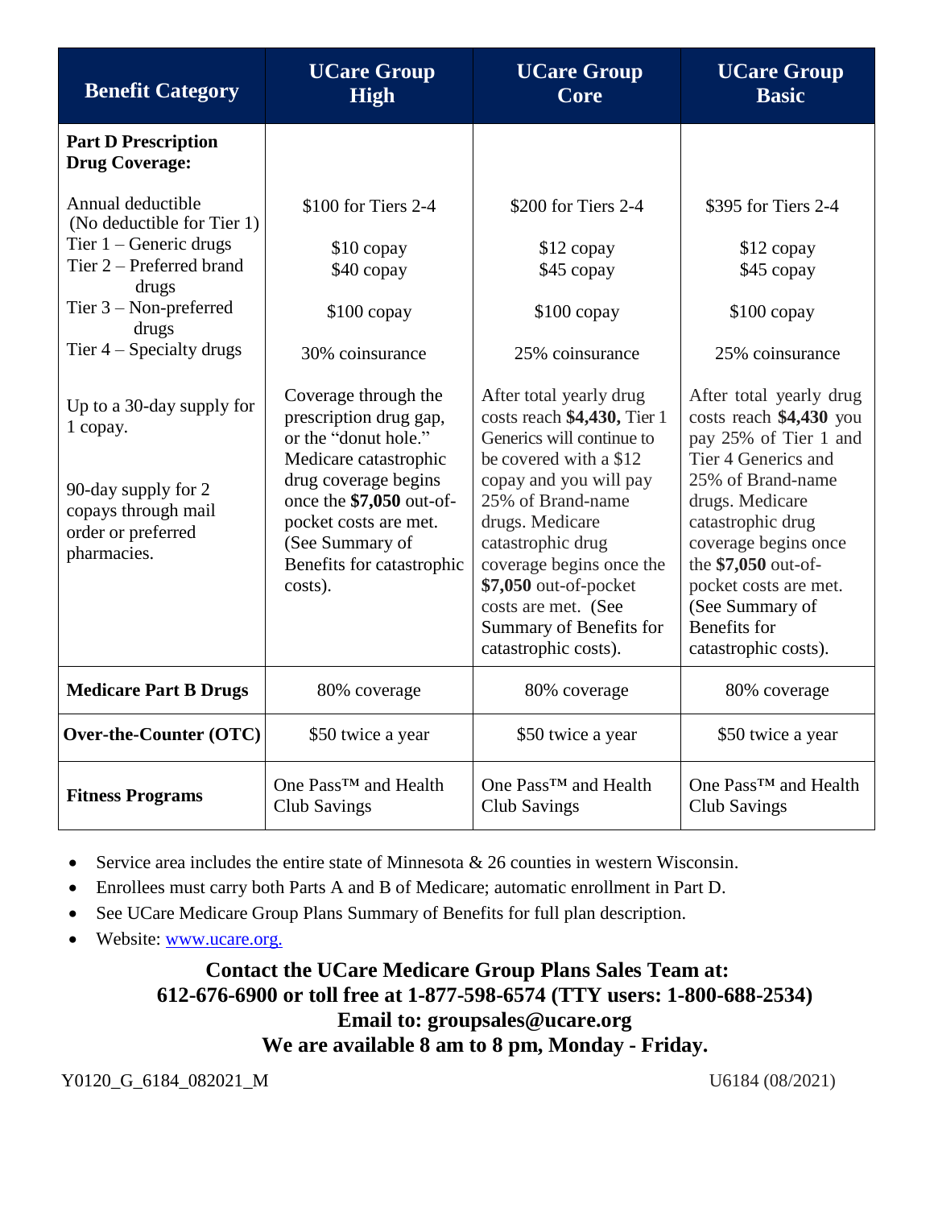| Benefit Category | UCare Group High | UCare Group Core | UCare Group Basic |
|---|---|---|---|
| **Part D Prescription Drug Coverage:** | | | |
| Annual deductible (No deductible for Tier 1) | $100 for Tiers 2-4 | $200 for Tiers 2-4 | $395 for Tiers 2-4 |
| Tier 1 – Generic drugs | $10 copay | $12 copay | $12 copay |
| Tier 2 – Preferred brand drugs | $40 copay | $45 copay | $45 copay |
| Tier 3 – Non-preferred drugs | $100 copay | $100 copay | $100 copay |
| Tier 4 – Specialty drugs | 30% coinsurance | 25% coinsurance | 25% coinsurance |
| Up to a 30-day supply for 1 copay.<br><br>90-day supply for 2 copays through mail order or preferred pharmacies. | Coverage through the prescription drug gap, or the "donut hole." Medicare catastrophic drug coverage begins once the **$7,050** out-of-pocket costs are met. (See Summary of Benefits for catastrophic costs). | After total yearly drug costs reach **$4,430,** Tier 1 Generics will continue to be covered with a $12 copay and you will pay 25% of Brand-name drugs. Medicare catastrophic drug coverage begins once the **$7,050** out-of-pocket costs are met. (See Summary of Benefits for catastrophic costs). | After total yearly drug costs reach **$4,430** you pay 25% of Tier 1 and Tier 4 Generics and 25% of Brand-name drugs. Medicare catastrophic drug coverage begins once the **$7,050** out-of-pocket costs are met. (See Summary of Benefits for catastrophic costs). |
| **Medicare Part B Drugs** | 80% coverage | 80% coverage | 80% coverage |
| **Over-the-Counter (OTC)** | $50 twice a year | $50 twice a year | $50 twice a year |
| **Fitness Programs** | One Pass™ and Health Club Savings | One Pass™ and Health Club Savings | One Pass™ and Health Club Savings |

- Service area includes the entire state of Minnesota & 26 counties in western Wisconsin.
- Enrollees must carry both Parts A and B of Medicare; automatic enrollment in Part D.
- See UCare Medicare Group Plans Summary of Benefits for full plan description.
- Website: www.ucare.org.

**Contact the UCare Medicare Group Plans Sales Team at:**
**612-676-6900 or toll free at 1-877-598-6574 (TTY users: 1-800-688-2534)**
**Email to: groupsales@ucare.org**
**We are available 8 am to 8 pm, Monday - Friday.**

Y0120_G_6184_082021_M U6184 (08/2021)